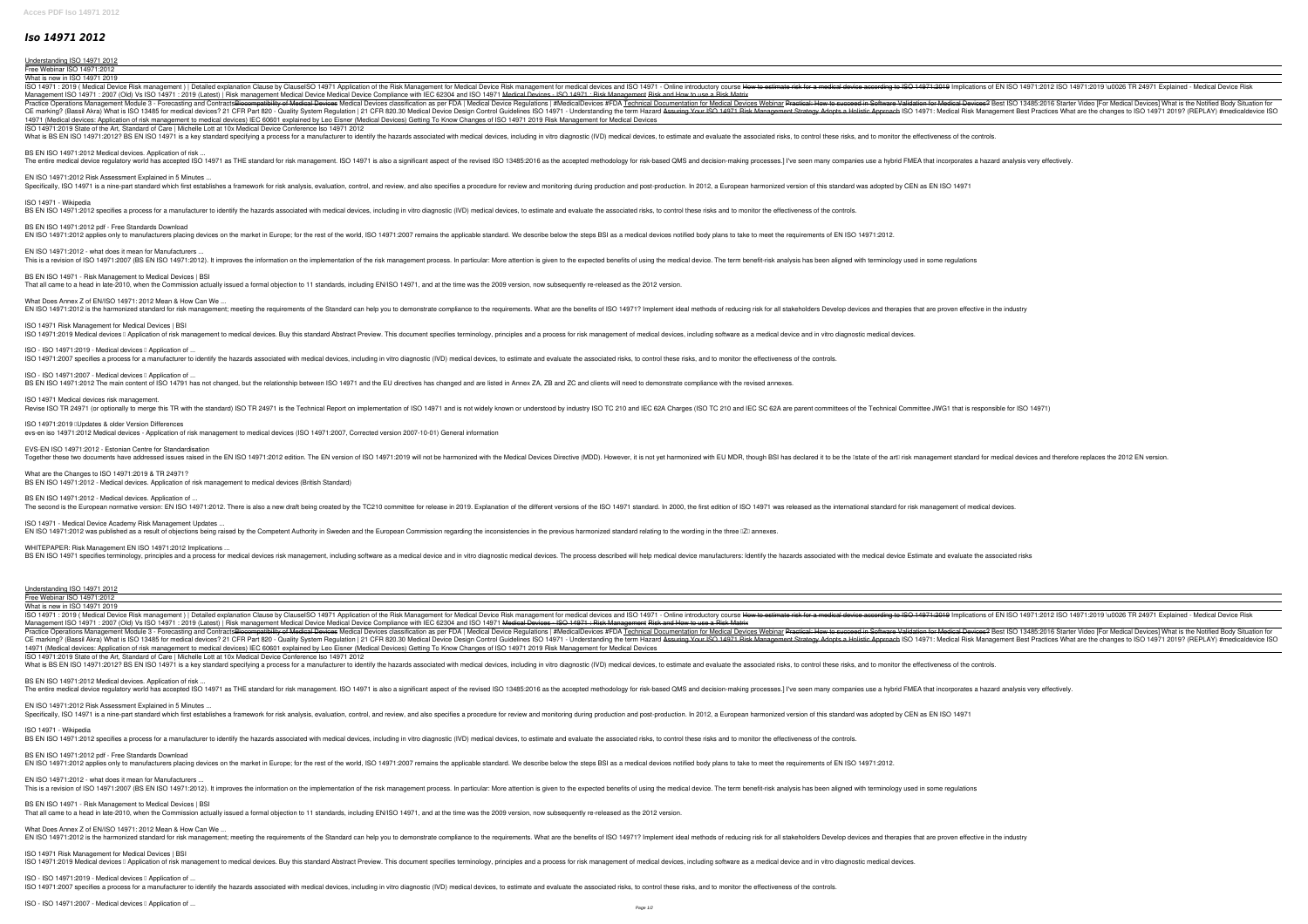# Iso 14971 2012

Understanding ISO 14971 2012

Free Webinar ISO 14971:2012

What is new in ISO 14971 2019

ISO 14971 : 2019 ( Medical Device Risk management ) | Detailed explanation Clause by Clause ISO 14971 Application of the Risk Management for Medical Device Risk management for medical devices and ISO 14971 - Online introductory course How to estimate risk for a medical device according to ISO 14971:2019 Implications of EN ISO 14971:2012 ISO 14971:2019 \u0026 TR 24971 Explained - Medical Device Risk Management ISO 14971 : 2007 (Old) Vs ISO 14971 : 2019 (Latest) | Risk management Medical Device Medical Device Compliance with IEC 62304 and ISO 14971 Medical Devices - ISO 14971 : Risk Management Risk and How to use a Risk Matrix

Practice Operations Management Module 3 - Forecasting and Contracts Biocompatibility of Medical Devices Medical Devices classification as per FDA | Medical Device Regulations | #MedicalDevices #FDA Technical Documentation for Medical Devices Webinar Practical: How to succeed in Software Validation for Medical Devices? Best ISO 13485:2016 Starter Video [For Medical Devices] What is the Notified Body Situation for CE marking? (Bassil Akra) What is ISO 13485 for medical devices? 21 CFR Part 820 - Quality System Regulation | 21 CFR 820.30 Medical Device Design Control Guidelines ISO 14971 - Understanding the term Hazard Assuring Your ISO 14971 Risk Management Strategy Adopts a Holistic Approach ISO 14971: Medical Risk Management Best Practices What are the changes to ISO 14971 2019? (REPLAY) #medicaldevice ISO 14971 (Medical devices: Application of risk management to medical devices) IEC 60601 explained by Leo Eisner (Medical Devices) Getting To Know Changes of ISO 14971 2019 Risk Management for Medical Devices

ISO 14971:2019 State of the Art, Standard of Care | Michelle Lott at 10x Medical Device Conference Iso 14971 2012

What is BS EN ISO 14971:2012? BS EN ISO 14971 is a key standard specifying a process for a manufacturer to identify the hazards associated with medical devices, including in vitro diagnostic (IVD) medical devices, to estimate and evaluate the associated risks, to control these risks, and to monitor the effectiveness of the controls.

BS EN ISO 14971:2012 Medical devices. Application of risk ...

The entire medical device regulatory world has accepted ISO 14971 as THE standard for risk management. ISO 14971 is also a significant aspect of the revised ISO 13485:2016 as the accepted methodology for risk-based QMS and decision-making processes.] I've seen many companies use a hybrid FMEA that incorporates a hazard analysis very effectively.

EN ISO 14971:2012 Risk Assessment Explained in 5 Minutes ...

Specifically, ISO 14971 is a nine-part standard which first establishes a framework for risk analysis, evaluation, control, and review, and also specifies a procedure for review and monitoring during production and post-production. In 2012, a European harmonized version of this standard was adopted by CEN as EN ISO 14971

ISO 14971 - Wikipedia

BS EN ISO 14971:2012 specifies a process for a manufacturer to identify the hazards associated with medical devices, including in vitro diagnostic (IVD) medical devices, to estimate and evaluate the associated risks, to control these risks and to monitor the effectiveness of the controls.

BS EN ISO 14971:2012 pdf - Free Standards Download

EN ISO 14971:2012 applies only to manufacturers placing devices on the market in Europe; for the rest of the world, ISO 14971:2007 remains the applicable standard. We describe below the steps BSI as a medical devices notified body plans to take to meet the requirements of EN ISO 14971:2012.

EN ISO 14971:2012 - what does it mean for Manufacturers ...

This is a revision of ISO 14971:2007 (BS EN ISO 14971:2012). It improves the information on the implementation of the risk management process. In particular: More attention is given to the expected benefits of using the medical device. The term benefit-risk analysis has been aligned with terminology used in some regulations

BS EN ISO 14971 - Risk Management to Medical Devices | BSI

That all came to a head in late-2010, when the Commission actually issued a formal objection to 11 standards, including EN/ISO 14971, and at the time was the 2009 version, now subsequently re-released as the 2012 version.

What Does Annex Z of EN/ISO 14971: 2012 Mean & How Can We ...

EN ISO 14971:2012 is the harmonized standard for risk management; meeting the requirements of the Standard can help you to demonstrate compliance to the requirements. What are the benefits of ISO 14971? Implement ideal methods of reducing risk for all stakeholders Develop devices and therapies that are proven effective in the industry

ISO 14971 Risk Management for Medical Devices | BSI

ISO 14971:2019 Medical devices — Application of risk management to medical devices. Buy this standard Abstract Preview. This document specifies terminology, principles and a process for risk management of medical devices, including software as a medical device and in vitro diagnostic medical devices.

ISO - ISO 14971:2019 - Medical devices — Application of ...

ISO 14971:2007 specifies a process for a manufacturer to identify the hazards associated with medical devices, including in vitro diagnostic (IVD) medical devices, to estimate and evaluate the associated risks, to control these risks, and to monitor the effectiveness of the controls.

ISO - ISO 14971:2007 - Medical devices — Application of ...

BS EN ISO 14971:2012 The main content of ISO 14791 has not changed, but the relationship between ISO 14971 and the EU directives has changed and are listed in Annex ZA, ZB and ZC and clients will need to demonstrate compliance with the revised annexes.

ISO 14971 Medical devices risk management.

Revise ISO TR 24971 (or optionally to merge this TR with the standard) ISO TR 24971 is the Technical Report on implementation of ISO 14971 and is not widely known or understood by industry ISO TC 210 and IEC 62A Charges (ISO TC 210 and IEC SC 62A are parent committees of the Technical Committee JWG1 that is responsible for ISO 14971)

ISO 14971:2019 – Updates & older Version Differences

evs-en iso 14971:2012 Medical devices - Application of risk management to medical devices (ISO 14971:2007, Corrected version 2007-10-01) General information

EVS-EN ISO 14971:2012 - Estonian Centre for Standardisation

Together these two documents have addressed issues raised in the EN ISO 14971:2012 edition. The EN version of ISO 14971:2019 will not be harmonized with the Medical Devices Directive (MDD). However, it is not yet harmonized with EU MDR, though BSI has declared it to be the "state of the art" risk management standard for medical devices and therefore replaces the 2012 EN version.

What are the Changes to ISO 14971:2019 & TR 24971?

BS EN ISO 14971:2012 - Medical devices. Application of risk management to medical devices (British Standard)

BS EN ISO 14971:2012 - Medical devices. Application of ...

The second is the European normative version: EN ISO 14971:2012. There is also a new draft being created by the TC210 committee for release in 2019. Explanation of the different versions of the ISO 14971 standard. In 2000, the first edition of ISO 14971 was released as the international standard for risk management of medical devices.

ISO 14971 - Medical Device Academy Risk Management Updates ...

EN ISO 14971:2012 was published as a result of objections being raised by the Competent Authority in Sweden and the European Commission regarding the inconsistencies in the previous harmonized standard relating to the wording in the three "Z" annexes.

WHITEPAPER: Risk Management EN ISO 14971:2012 Implications ...

BS EN ISO 14971 specifies terminology, principles and a process for medical devices risk management, including software as a medical device and in vitro diagnostic medical devices. The process described will help medical device manufacturers: Identify the hazards associated with the medical device Estimate and evaluate the associated risks

Understanding ISO 14971 2012

Free Webinar ISO 14971:2012

What is new in ISO 14971 2019

ISO 14971 : 2019 ( Medical Device Risk management ) | Detailed explanation Clause by Clause ISO 14971 Application of the Risk Management for Medical Device Risk management for medical devices and ISO 14971 - Online introductory course How to estimate risk for a medical device according to ISO 14971:2019 Implications of EN ISO 14971:2012 ISO 14971:2019 \u0026 TR 24971 Explained - Medical Device Risk Management ISO 14971 : 2007 (Old) Vs ISO 14971 : 2019 (Latest) | Risk management Medical Device Medical Device Compliance with IEC 62304 and ISO 14971 Medical Devices - ISO 14971 : Risk Management Risk and How to use a Risk Matrix

Practice Operations Management Module 3 - Forecasting and Contracts Biocompatibility of Medical Devices Medical Devices classification as per FDA | Medical Device Regulations | #MedicalDevices #FDA Technical Documentation for Medical Devices Webinar Practical: How to succeed in Software Validation for Medical Devices? Best ISO 13485:2016 Starter Video [For Medical Devices] What is the Notified Body Situation for CE marking? (Bassil Akra) What is ISO 13485 for medical devices? 21 CFR Part 820 - Quality System Regulation | 21 CFR 820.30 Medical Device Design Control Guidelines ISO 14971 - Understanding the term Hazard Assuring Your ISO 14971 Risk Management Strategy Adopts a Holistic Approach ISO 14971: Medical Risk Management Best Practices What are the changes to ISO 14971 2019? (REPLAY) #medicaldevice ISO 14971 (Medical devices: Application of risk management to medical devices) IEC 60601 explained by Leo Eisner (Medical Devices) Getting To Know Changes of ISO 14971 2019 Risk Management for Medical Devices

ISO 14971:2019 State of the Art, Standard of Care | Michelle Lott at 10x Medical Device Conference Iso 14971 2012

What is BS EN ISO 14971:2012? BS EN ISO 14971 is a key standard specifying a process for a manufacturer to identify the hazards associated with medical devices, including in vitro diagnostic (IVD) medical devices, to estimate and evaluate the associated risks, to control these risks, and to monitor the effectiveness of the controls.

BS EN ISO 14971:2012 Medical devices. Application of risk ...

The entire medical device regulatory world has accepted ISO 14971 as THE standard for risk management. ISO 14971 is also a significant aspect of the revised ISO 13485:2016 as the accepted methodology for risk-based QMS and decision-making processes.] I've seen many companies use a hybrid FMEA that incorporates a hazard analysis very effectively.

EN ISO 14971:2012 Risk Assessment Explained in 5 Minutes ...

Specifically, ISO 14971 is a nine-part standard which first establishes a framework for risk analysis, evaluation, control, and review, and also specifies a procedure for review and monitoring during production and post-production. In 2012, a European harmonized version of this standard was adopted by CEN as EN ISO 14971

ISO 14971 - Wikipedia

BS EN ISO 14971:2012 specifies a process for a manufacturer to identify the hazards associated with medical devices, including in vitro diagnostic (IVD) medical devices, to estimate and evaluate the associated risks, to control these risks and to monitor the effectiveness of the controls.

BS EN ISO 14971:2012 pdf - Free Standards Download

EN ISO 14971:2012 applies only to manufacturers placing devices on the market in Europe; for the rest of the world, ISO 14971:2007 remains the applicable standard. We describe below the steps BSI as a medical devices notified body plans to take to meet the requirements of EN ISO 14971:2012.

EN ISO 14971:2012 - what does it mean for Manufacturers ...

This is a revision of ISO 14971:2007 (BS EN ISO 14971:2012). It improves the information on the implementation of the risk management process. In particular: More attention is given to the expected benefits of using the medical device. The term benefit-risk analysis has been aligned with terminology used in some regulations

BS EN ISO 14971 - Risk Management to Medical Devices | BSI

That all came to a head in late-2010, when the Commission actually issued a formal objection to 11 standards, including EN/ISO 14971, and at the time was the 2009 version, now subsequently re-released as the 2012 version.

What Does Annex Z of EN/ISO 14971: 2012 Mean & How Can We ...

EN ISO 14971:2012 is the harmonized standard for risk management; meeting the requirements of the Standard can help you to demonstrate compliance to the requirements. What are the benefits of ISO 14971? Implement ideal methods of reducing risk for all stakeholders Develop devices and therapies that are proven effective in the industry

ISO 14971 Risk Management for Medical Devices | BSI

ISO 14971:2019 Medical devices — Application of risk management to medical devices. Buy this standard Abstract Preview. This document specifies terminology, principles and a process for risk management of medical devices, including software as a medical device and in vitro diagnostic medical devices.

ISO - ISO 14971:2019 - Medical devices — Application of ...

ISO 14971:2007 specifies a process for a manufacturer to identify the hazards associated with medical devices, including in vitro diagnostic (IVD) medical devices, to estimate and evaluate the associated risks, to control these risks, and to monitor the effectiveness of the controls.

ISO - ISO 14971:2007 - Medical devices — Application of ...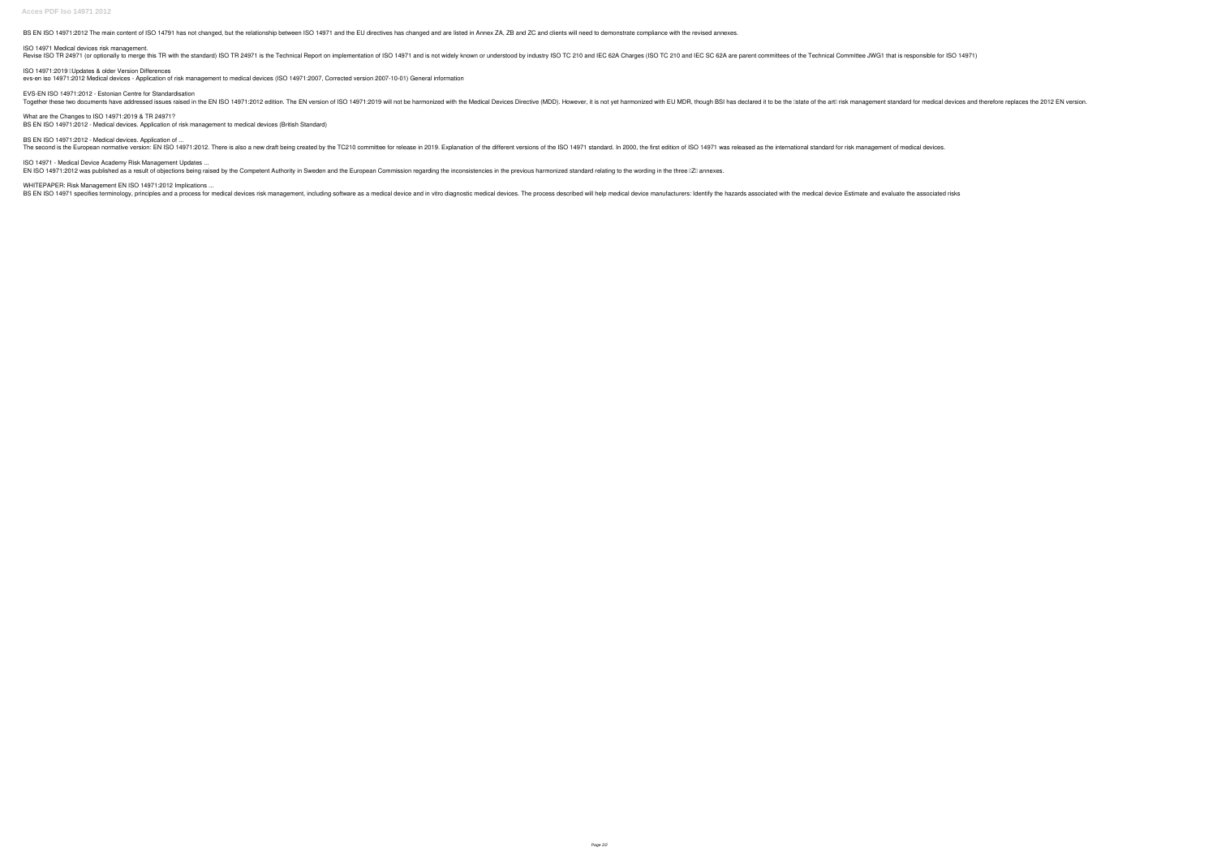BS EN ISO 14971:2012 The main content of ISO 14791 has not changed, but the relationship between ISO 14971 and the EU directives has changed and are listed in Annex ZA, ZB and ZC and clients will need to demonstrate compliance with the revised annexes.

**ISO 14971 Medical devices risk management.**
Revise ISO TR 24971 (or optionally to merge this TR with the standard) ISO TR 24971 is the Technical Report on implementation of ISO 14971 and is not widely known or understood by industry ISO TC 210 and IEC 62A Charges (ISO TC 210 and IEC SC 62A are parent committees of the Technical Committee JWG1 that is responsible for ISO 14971)

**ISO 14971:2019 Updates & older Version Differences**
evs-en iso 14971:2012 Medical devices - Application of risk management to medical devices (ISO 14971:2007, Corrected version 2007-10-01) General information

**EVS-EN ISO 14971:2012 - Estonian Centre for Standardisation**
Together these two documents have addressed issues raised in the EN ISO 14971:2012 edition. The EN version of ISO 14971:2019 will not be harmonized with the Medical Devices Directive (MDD). However, it is not yet harmonized with EU MDR, though BSI has declared it to be the "state of the art" risk management standard for medical devices and therefore replaces the 2012 EN version.

**What are the Changes to ISO 14971:2019 & TR 24971?**
BS EN ISO 14971:2012 - Medical devices. Application of risk management to medical devices (British Standard)

**BS EN ISO 14971:2012 - Medical devices. Application of ...**
The second is the European normative version: EN ISO 14971:2012. There is also a new draft being created by the TC210 committee for release in 2019. Explanation of the different versions of the ISO 14971 standard. In 2000, the first edition of ISO 14971 was released as the international standard for risk management of medical devices.

**ISO 14971 - Medical Device Academy Risk Management Updates ...**
EN ISO 14971:2012 was published as a result of objections being raised by the Competent Authority in Sweden and the European Commission regarding the inconsistencies in the previous harmonized standard relating to the wording in the three "Z" annexes.

**WHITEPAPER: Risk Management EN ISO 14971:2012 Implications ...**
BS EN ISO 14971 specifies terminology, principles and a process for medical devices risk management, including software as a medical device and in vitro diagnostic medical devices. The process described will help medical device manufacturers: Identify the hazards associated with the medical device Estimate and evaluate the associated risks